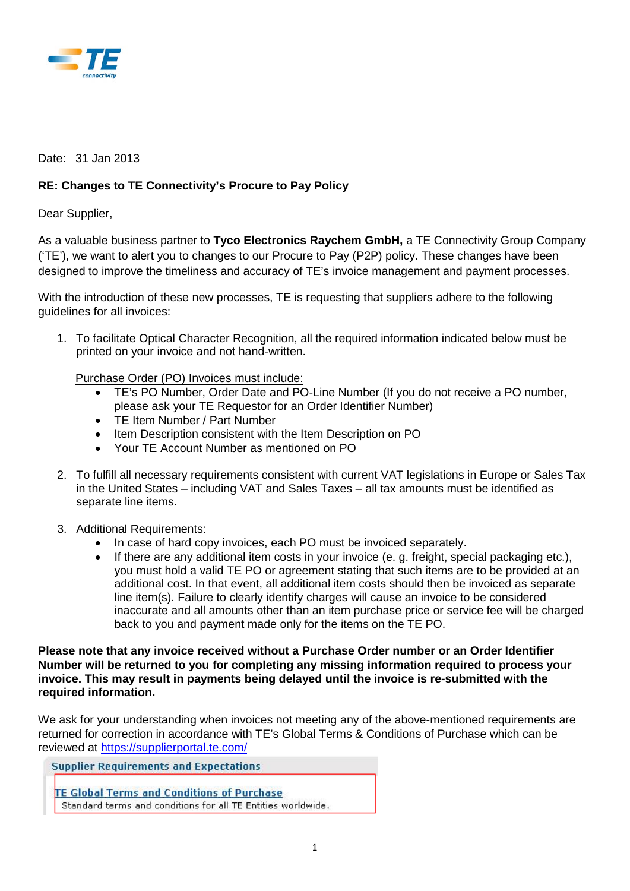Date: 31 Jan 2013

**RE: Changes to TE Connectivity's Procure to Pay Policy**

Dear Supplier,

As a valuable business partner to **Tyco Electronics Raychem GmbH,** a TE Connectivity Group Company ('TE'), we want to alert you to changes to our Procure to Pay (P2P) policy. These changes have been designed to improve the timeliness and accuracy of TE's invoice management and payment processes.

With the introduction of these new processes, TE is requesting that suppliers adhere to the following guidelines for all invoices:

1. To facilitate Optical Character Recognition, all the required information indicated below must be printed on your invoice and not hand-written.

   Purchase Order (PO) Invoices must include:
   - TE's PO Number, Order Date and PO-Line Number (If you do not receive a PO number, please ask your TE Requestor for an Order Identifier Number)
   - TE Item Number / Part Number
   - Item Description consistent with the Item Description on PO
   - Your TE Account Number as mentioned on PO

2. To fulfill all necessary requirements consistent with current VAT legislations in Europe or Sales Tax in the United States – including VAT and Sales Taxes – all tax amounts must be identified as separate line items.

3. Additional Requirements:
   - In case of hard copy invoices, each PO must be invoiced separately.
   - If there are any additional item costs in your invoice (e. g. freight, special packaging etc.), you must hold a valid TE PO or agreement stating that such items are to be provided at an additional cost. In that event, all additional item costs should then be invoiced as separate line item(s). Failure to clearly identify charges will cause an invoice to be considered inaccurate and all amounts other than an item purchase price or service fee will be charged back to you and payment made only for the items on the TE PO.

**Please note that any invoice received without a Purchase Order number or an Order Identifier Number will be returned to you for completing any missing information required to process your invoice. This may result in payments being delayed until the invoice is re-submitted with the required information.**

We ask for your understanding when invoices not meeting any of the above-mentioned requirements are returned for correction in accordance with TE's Global Terms & Conditions of Purchase which can be reviewed at https://supplierportal.te.com/

**Supplier Requirements and Expectations**

TE Global Terms and Conditions of Purchase
Standard terms and conditions for all TE Entities worldwide.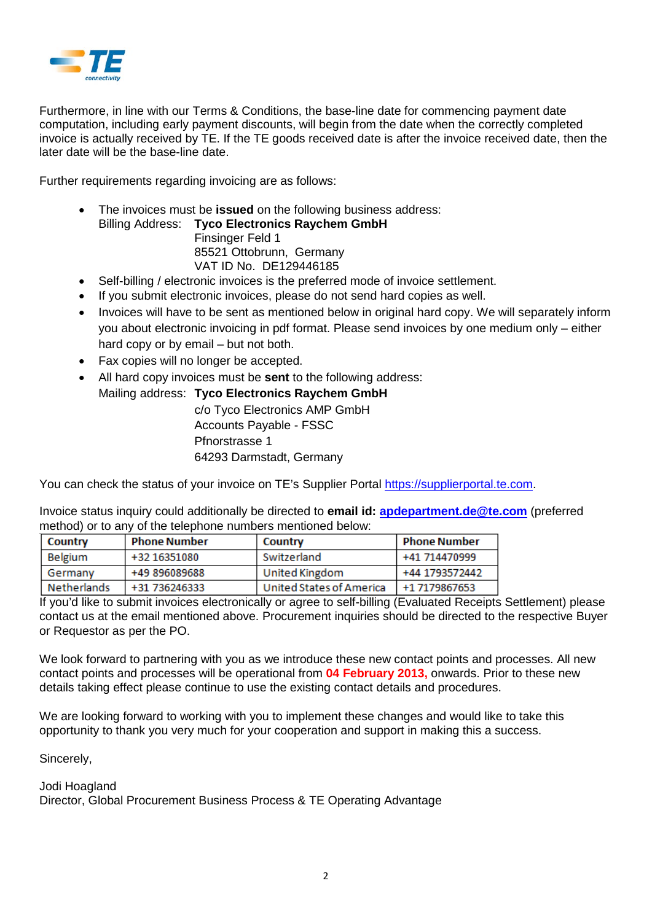Furthermore, in line with our Terms & Conditions, the base-line date for commencing payment date computation, including early payment discounts, will begin from the date when the correctly completed invoice is actually received by TE. If the TE goods received date is after the invoice received date, then the later date will be the base-line date.

Further requirements regarding invoicing are as follows:

- The invoices must be **issued** on the following business address:
  Billing Address: **Tyco Electronics Raychem GmbH**
  Finsinger Feld 1
  85521 Ottobrunn, Germany
  VAT ID No. DE129446185
- Self-billing / electronic invoices is the preferred mode of invoice settlement.
- If you submit electronic invoices, please do not send hard copies as well.
- Invoices will have to be sent as mentioned below in original hard copy. We will separately inform you about electronic invoicing in pdf format. Please send invoices by one medium only – either hard copy or by email – but not both.
- Fax copies will no longer be accepted.
- All hard copy invoices must be **sent** to the following address:
  Mailing address: **Tyco Electronics Raychem GmbH**
  c/o Tyco Electronics AMP GmbH
  Accounts Payable - FSSC
  Pfnorstrasse 1
  64293 Darmstadt, Germany

You can check the status of your invoice on TE's Supplier Portal https://supplierportal.te.com.

Invoice status inquiry could additionally be directed to **email id: apdepartment.de@te.com** (preferred method) or to any of the telephone numbers mentioned below:

| Country | Phone Number | Country | Phone Number |
|---|---|---|---|
| Belgium | +32 16351080 | Switzerland | +41 714470999 |
| Germany | +49 896089688 | United Kingdom | +44 1793572442 |
| Netherlands | +31 736246333 | United States of America | +1 7179867653 |

If you'd like to submit invoices electronically or agree to self-billing (Evaluated Receipts Settlement) please contact us at the email mentioned above. Procurement inquiries should be directed to the respective Buyer or Requestor as per the PO.

We look forward to partnering with you as we introduce these new contact points and processes. All new contact points and processes will be operational from **04 February 2013,** onwards. Prior to these new details taking effect please continue to use the existing contact details and procedures.

We are looking forward to working with you to implement these changes and would like to take this opportunity to thank you very much for your cooperation and support in making this a success.

Sincerely,

Jodi Hoagland
Director, Global Procurement Business Process & TE Operating Advantage